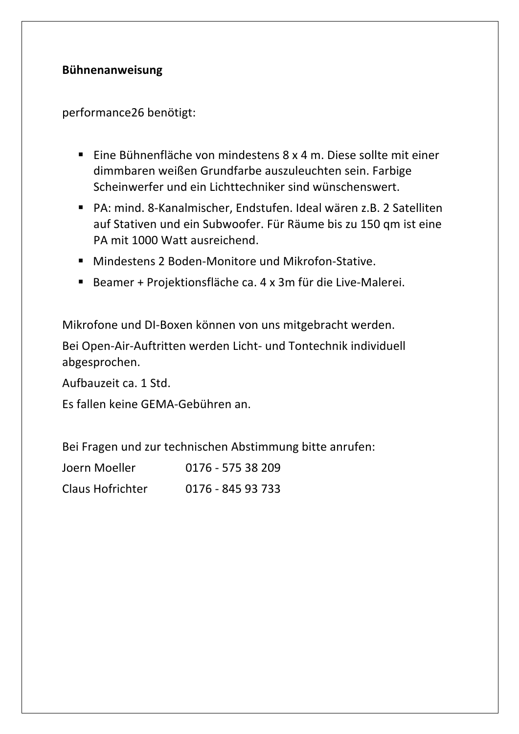**Bühnenanweisung**

performance26 benötigt:

- Eine Bühnenfläche von mindestens 8 x 4 m. Diese sollte mit einer dimmbaren weißen Grundfarbe auszuleuchten sein. Farbige Scheinwerfer und ein Lichttechniker sind wünschenswert.
- PA: mind. 8-Kanalmischer, Endstufen. Ideal wären z.B. 2 Satelliten auf Stativen und ein Subwoofer. Für Räume bis zu 150 qm ist eine PA mit 1000 Watt ausreichend.
- Mindestens 2 Boden-Monitore und Mikrofon-Stative.
- Beamer + Projektionsfläche ca. 4 x 3m für die Live-Malerei.

Mikrofone und DI-Boxen können von uns mitgebracht werden.

Bei Open-Air-Auftritten werden Licht- und Tontechnik individuell abgesprochen.

Aufbauzeit ca. 1 Std.

Es fallen keine GEMA-Gebühren an.

Bei Fragen und zur technischen Abstimmung bitte anrufen:

Joern Moeller 0176 - 575 38 209

Claus Hofrichter 0176 - 845 93 733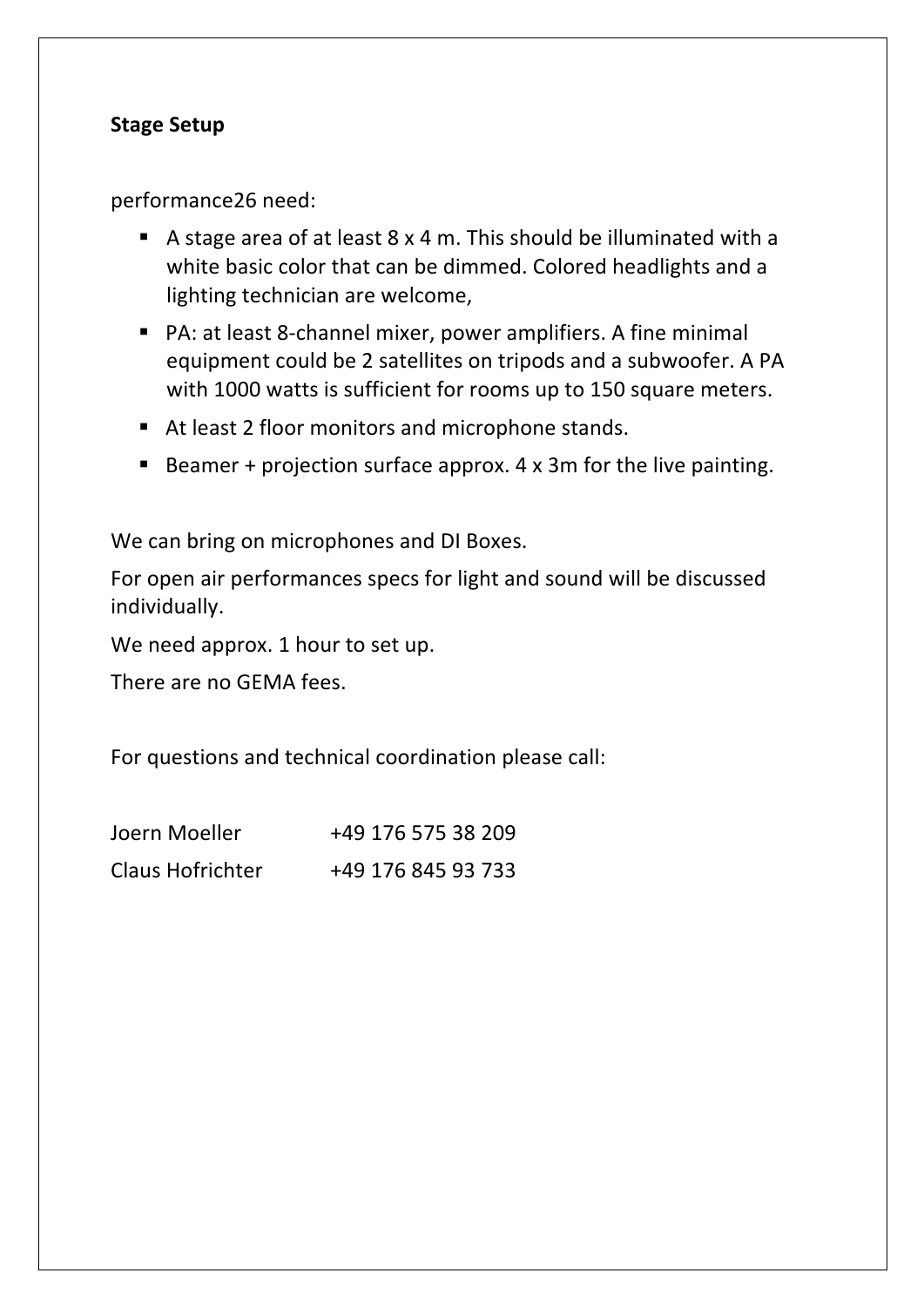**Stage Setup**

performance26 need:

- A stage area of at least 8 x 4 m. This should be illuminated with a white basic color that can be dimmed. Colored headlights and a lighting technician are welcome,
- PA: at least 8-channel mixer, power amplifiers. A fine minimal equipment could be 2 satellites on tripods and a subwoofer. A PA with 1000 watts is sufficient for rooms up to 150 square meters.
- At least 2 floor monitors and microphone stands.
- Beamer + projection surface approx. 4 x 3m for the live painting.

We can bring on microphones and DI Boxes.

For open air performances specs for light and sound will be discussed individually.

We need approx. 1 hour to set up.

There are no GEMA fees.

For questions and technical coordination please call:

| | |
|---|---|
| Joern Moeller | +49 176 575 38 209 |
| Claus Hofrichter | +49 176 845 93 733 |